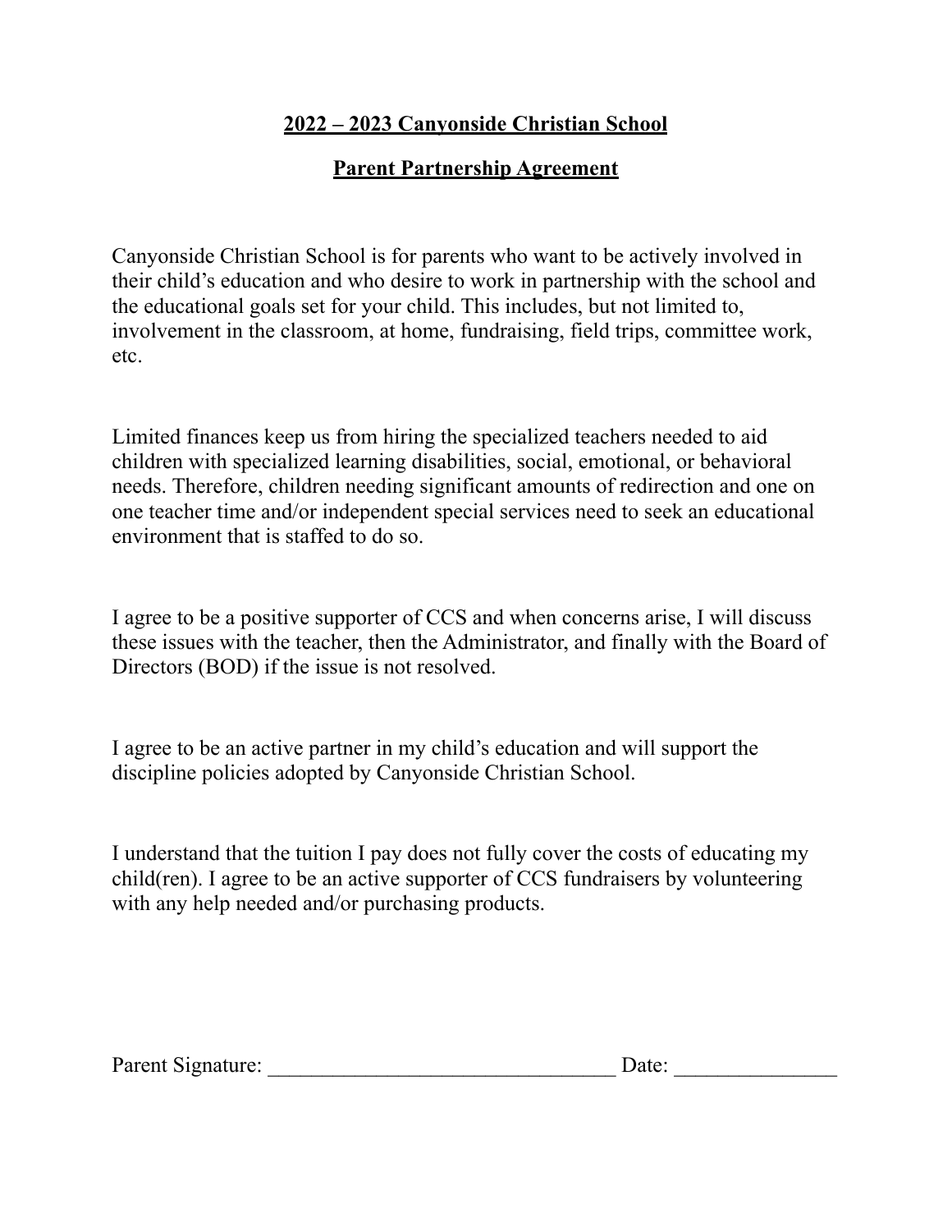# 2022 – 2023 Canyonside Christian School

## Parent Partnership Agreement

Canyonside Christian School is for parents who want to be actively involved in their child's education and who desire to work in partnership with the school and the educational goals set for your child. This includes, but not limited to, involvement in the classroom, at home, fundraising, field trips, committee work, etc.

Limited finances keep us from hiring the specialized teachers needed to aid children with specialized learning disabilities, social, emotional, or behavioral needs. Therefore, children needing significant amounts of redirection and one on one teacher time and/or independent special services need to seek an educational environment that is staffed to do so.

I agree to be a positive supporter of CCS and when concerns arise, I will discuss these issues with the teacher, then the Administrator, and finally with the Board of Directors (BOD) if the issue is not resolved.

I agree to be an active partner in my child's education and will support the discipline policies adopted by Canyonside Christian School.

I understand that the tuition I pay does not fully cover the costs of educating my child(ren). I agree to be an active supporter of CCS fundraisers by volunteering with any help needed and/or purchasing products.

Parent Signature: ________________________________ Date: _______________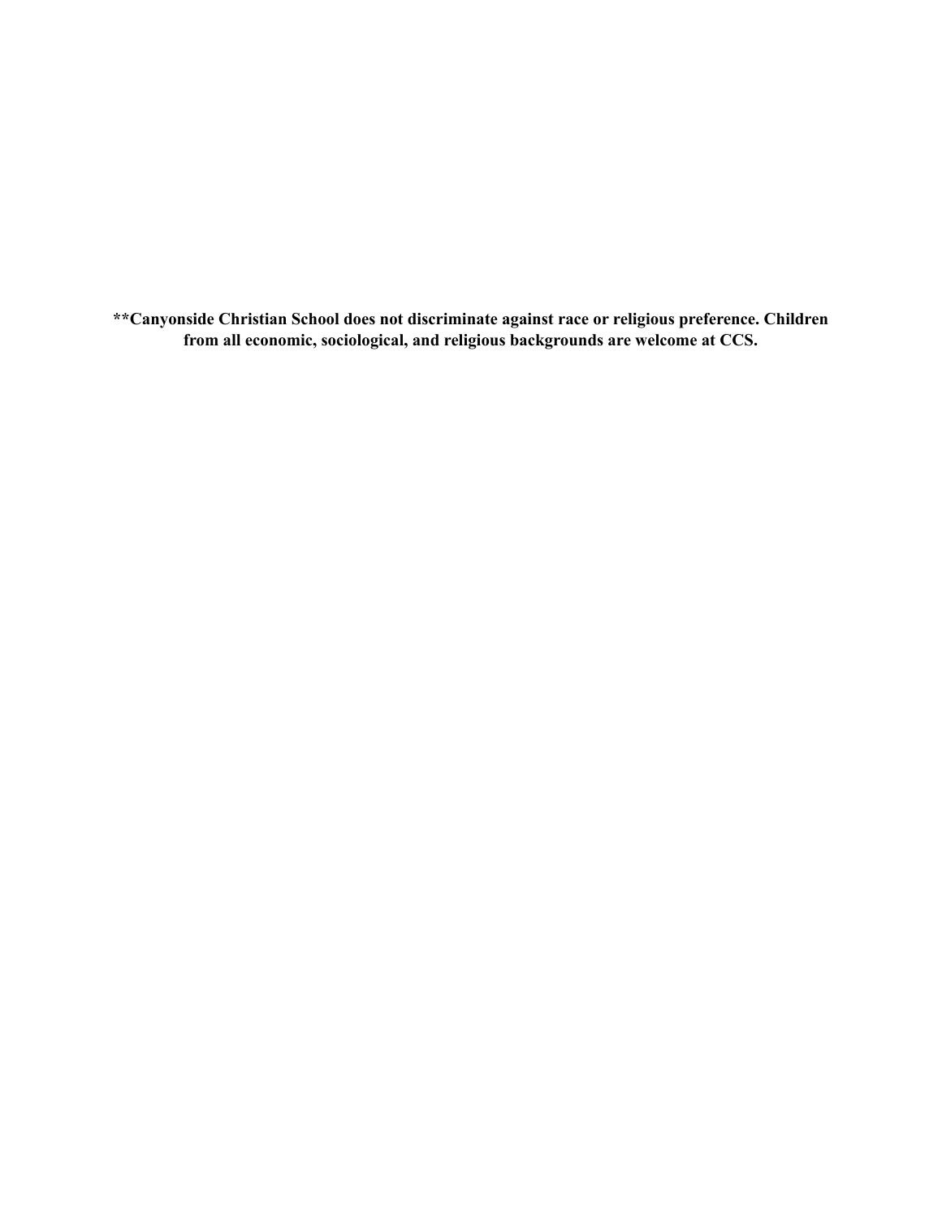**\*\*Canyonside Christian School does not discriminate against race or religious preference. Children from all economic, sociological, and religious backgrounds are welcome at CCS.**